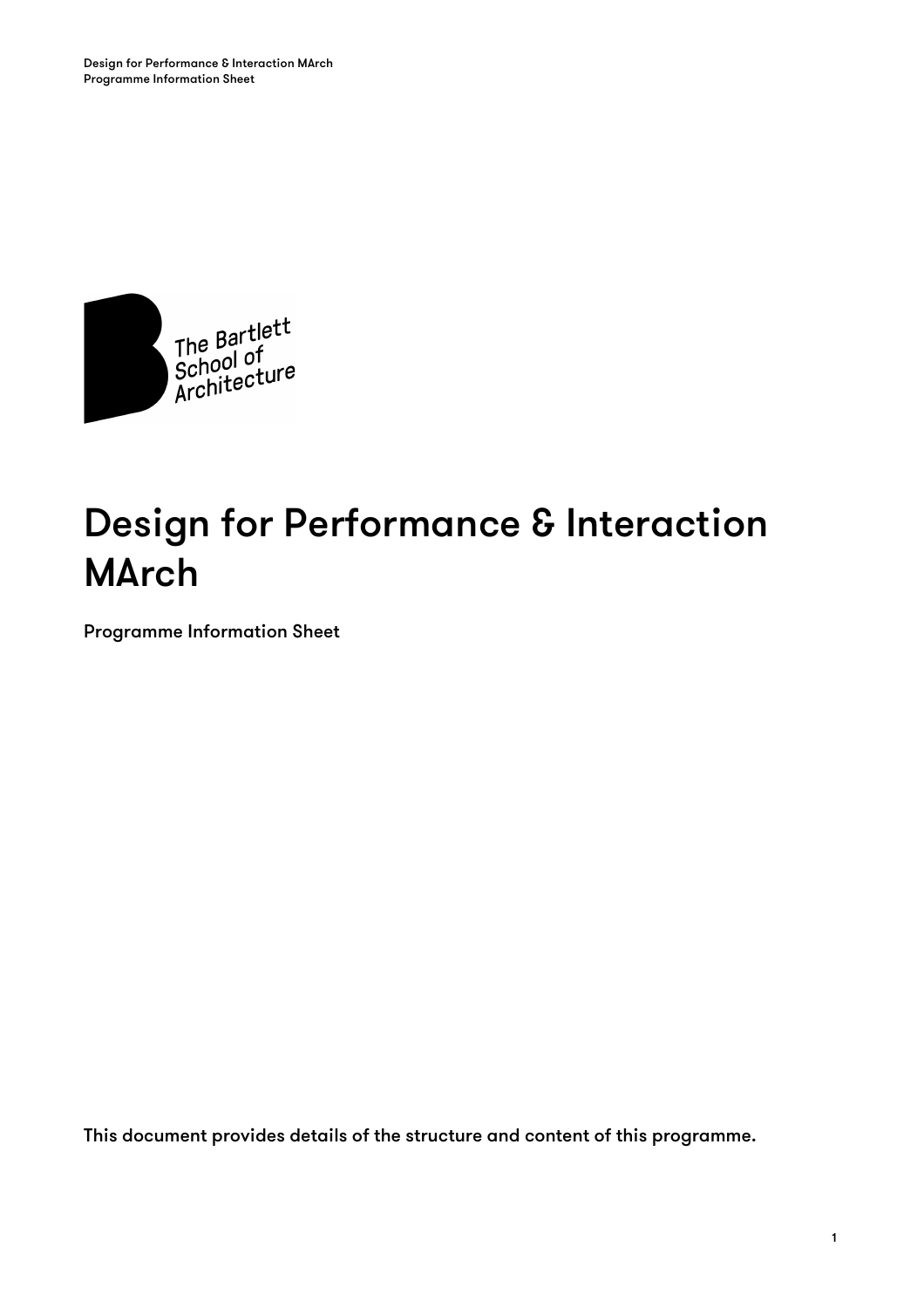# Design for Performance & Interaction MArch

Programme Information Sheet

This document provides details of the structure and content of this programme.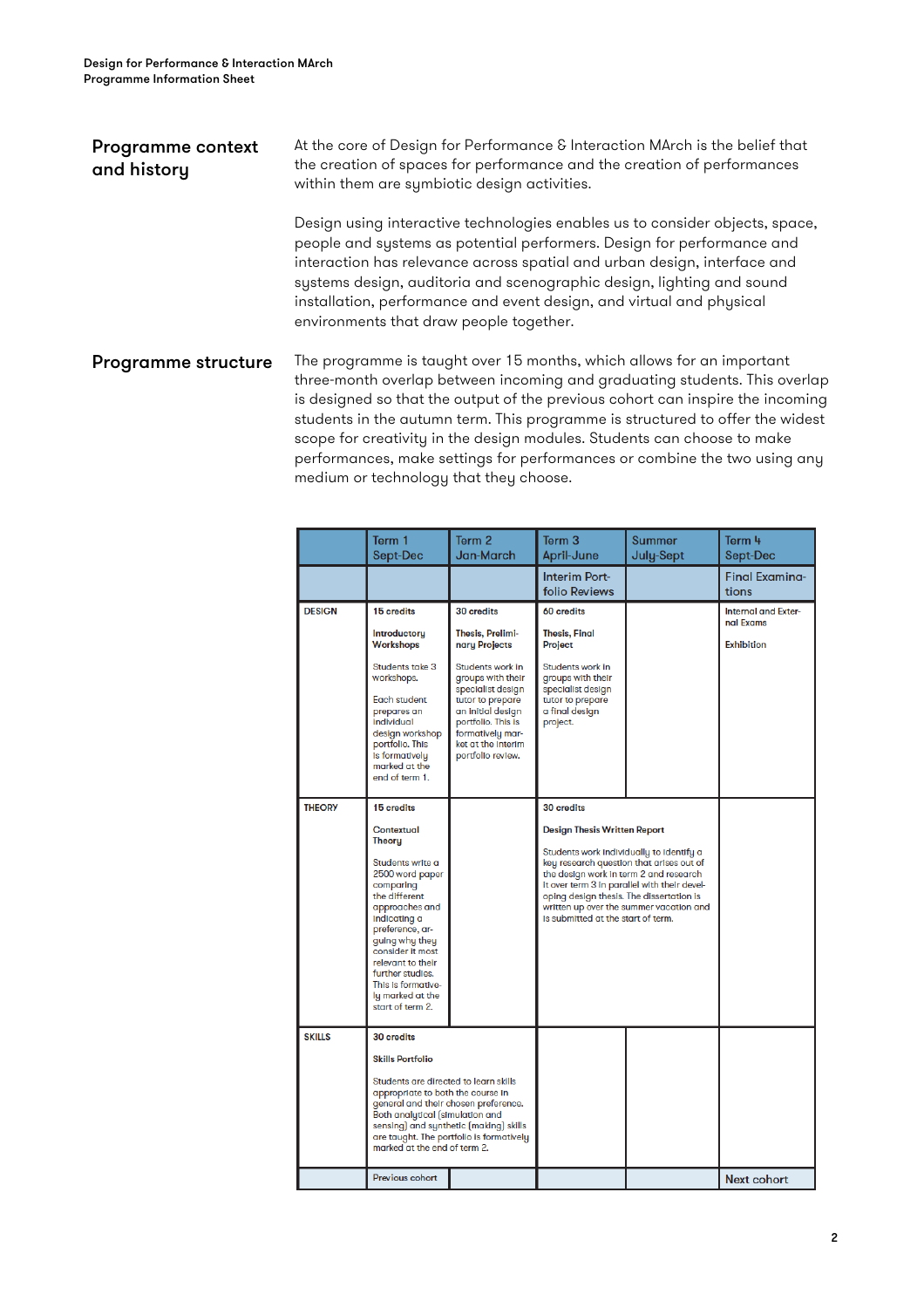## Programme context and history

At the core of Design for Performance & Interaction MArch is the belief that the creation of spaces for performance and the creation of performances within them are symbiotic design activities.

Design using interactive technologies enables us to consider objects, space, people and systems as potential performers. Design for performance and interaction has relevance across spatial and urban design, interface and systems design, auditoria and scenographic design, lighting and sound installation, performance and event design, and virtual and physical environments that draw people together.

## Programme structure

The programme is taught over 15 months, which allows for an important three-month overlap between incoming and graduating students. This overlap is designed so that the output of the previous cohort can inspire the incoming students in the autumn term. This programme is structured to offer the widest scope for creativity in the design modules. Students can choose to make performances, make settings for performances or combine the two using any medium or technology that they choose.

| | Term 1 Sept-Dec | Term 2 Jan-March | Term 3 April-June | Summer July-Sept | Term 4 Sept-Dec |
|---|---|---|---|---|---|
| | | | Interim Portfolio Reviews | | Final Examinations |
| DESIGN | **15 credits**<br><br>**Introductory Workshops**<br><br>Students take 3 workshops.<br><br>Each student prepares an individual design workshop portfolio. This is formatively marked at the end of term 1. | **30 credits**<br><br>**Thesis, Preliminary Projects**<br><br>Students work in groups with their specialist design tutor to prepare an initial design portfolio. This is formatively market at the interim portfolio review. | **60 credits**<br><br>**Thesis, Final Project**<br><br>Students work in groups with their specialist design tutor to prepare a final design project. | | Internal and External Exams<br><br>Exhibition |
| THEORY | **15 credits**<br><br>**Contextual Theory**<br><br>Students write a 2500 word paper comparing the different approaches and indicating a preference, arguing why they consider it most relevant to their further studies. This is formatively marked at the start of term 2. | | **30 credits**<br><br>**Design Thesis Written Report**<br><br>Students work individually to identify a key research question that arises out of the design work in term 2 and research it over term 3 in parallel with their developing design thesis. The dissertation is written up over the summer vacation and is submitted at the start of term. | | |
| SKILLS | **30 credits**<br><br>**Skills Portfolio**<br><br>Students are directed to learn skills appropriate to both the course in general and their chosen preference. Both analytical (simulation and sensing) and synthetic (making) skills are taught. The portfolio is formatively marked at the end of term 2. | | | | |
| | Previous cohort | | | | Next cohort |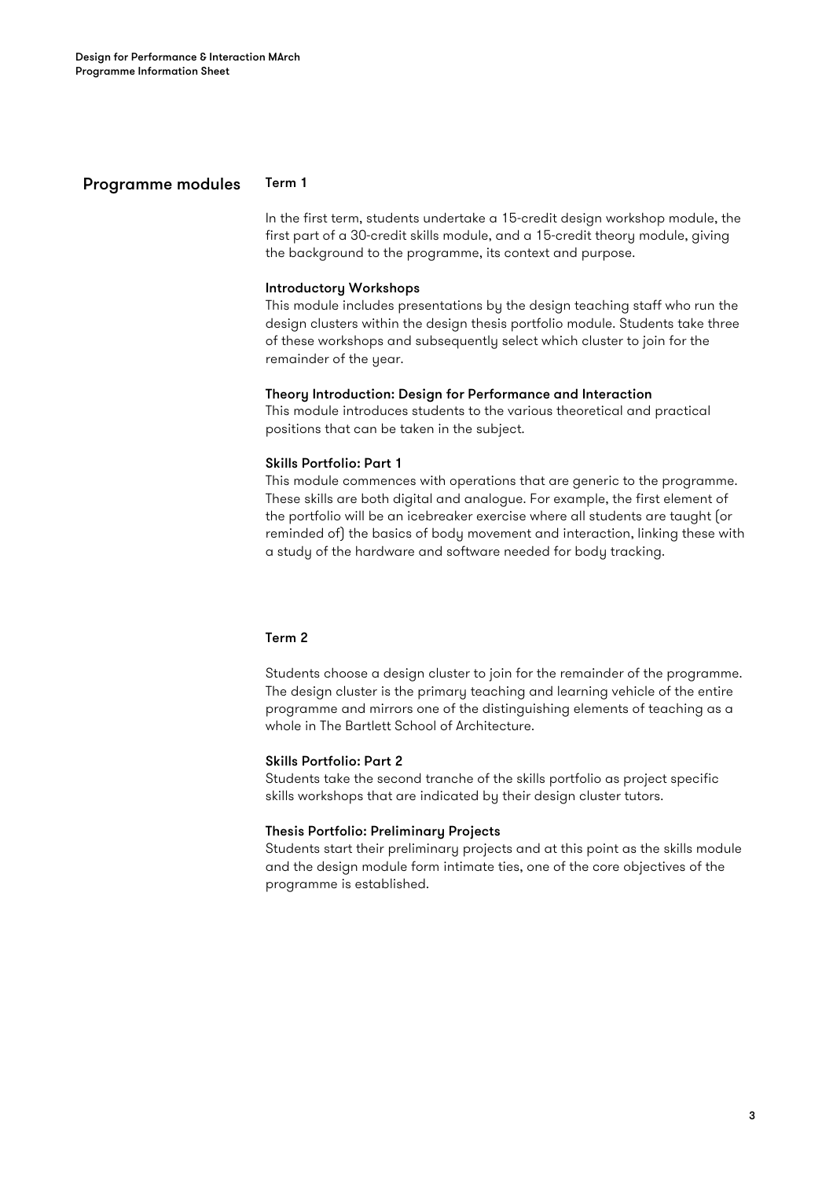## Programme modules

### Term 1

In the first term, students undertake a 15-credit design workshop module, the first part of a 30-credit skills module, and a 15-credit theory module, giving the background to the programme, its context and purpose.

#### Introductory Workshops

This module includes presentations by the design teaching staff who run the design clusters within the design thesis portfolio module. Students take three of these workshops and subsequently select which cluster to join for the remainder of the year.

#### Theory Introduction: Design for Performance and Interaction

This module introduces students to the various theoretical and practical positions that can be taken in the subject.

#### Skills Portfolio: Part 1

This module commences with operations that are generic to the programme. These skills are both digital and analogue. For example, the first element of the portfolio will be an icebreaker exercise where all students are taught (or reminded of) the basics of body movement and interaction, linking these with a study of the hardware and software needed for body tracking.

### Term 2

Students choose a design cluster to join for the remainder of the programme. The design cluster is the primary teaching and learning vehicle of the entire programme and mirrors one of the distinguishing elements of teaching as a whole in The Bartlett School of Architecture.

#### Skills Portfolio: Part 2

Students take the second tranche of the skills portfolio as project specific skills workshops that are indicated by their design cluster tutors.

#### Thesis Portfolio: Preliminary Projects

Students start their preliminary projects and at this point as the skills module and the design module form intimate ties, one of the core objectives of the programme is established.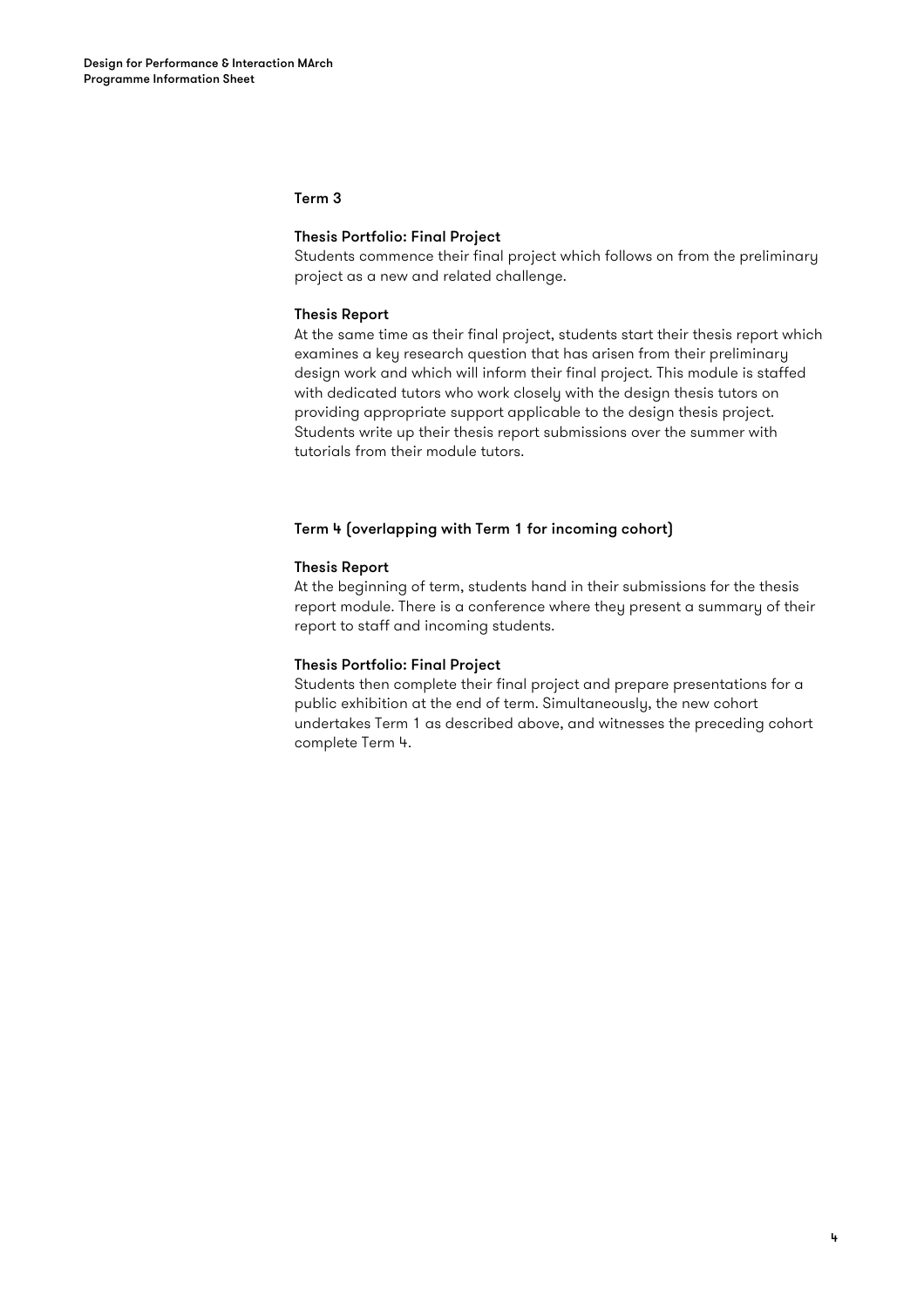## Term 3

### Thesis Portfolio: Final Project

Students commence their final project which follows on from the preliminary project as a new and related challenge.

### Thesis Report

At the same time as their final project, students start their thesis report which examines a key research question that has arisen from their preliminary design work and which will inform their final project. This module is staffed with dedicated tutors who work closely with the design thesis tutors on providing appropriate support applicable to the design thesis project. Students write up their thesis report submissions over the summer with tutorials from their module tutors.

## Term 4 (overlapping with Term 1 for incoming cohort)

### Thesis Report

At the beginning of term, students hand in their submissions for the thesis report module. There is a conference where they present a summary of their report to staff and incoming students.

### Thesis Portfolio: Final Project

Students then complete their final project and prepare presentations for a public exhibition at the end of term. Simultaneously, the new cohort undertakes Term 1 as described above, and witnesses the preceding cohort complete Term 4.